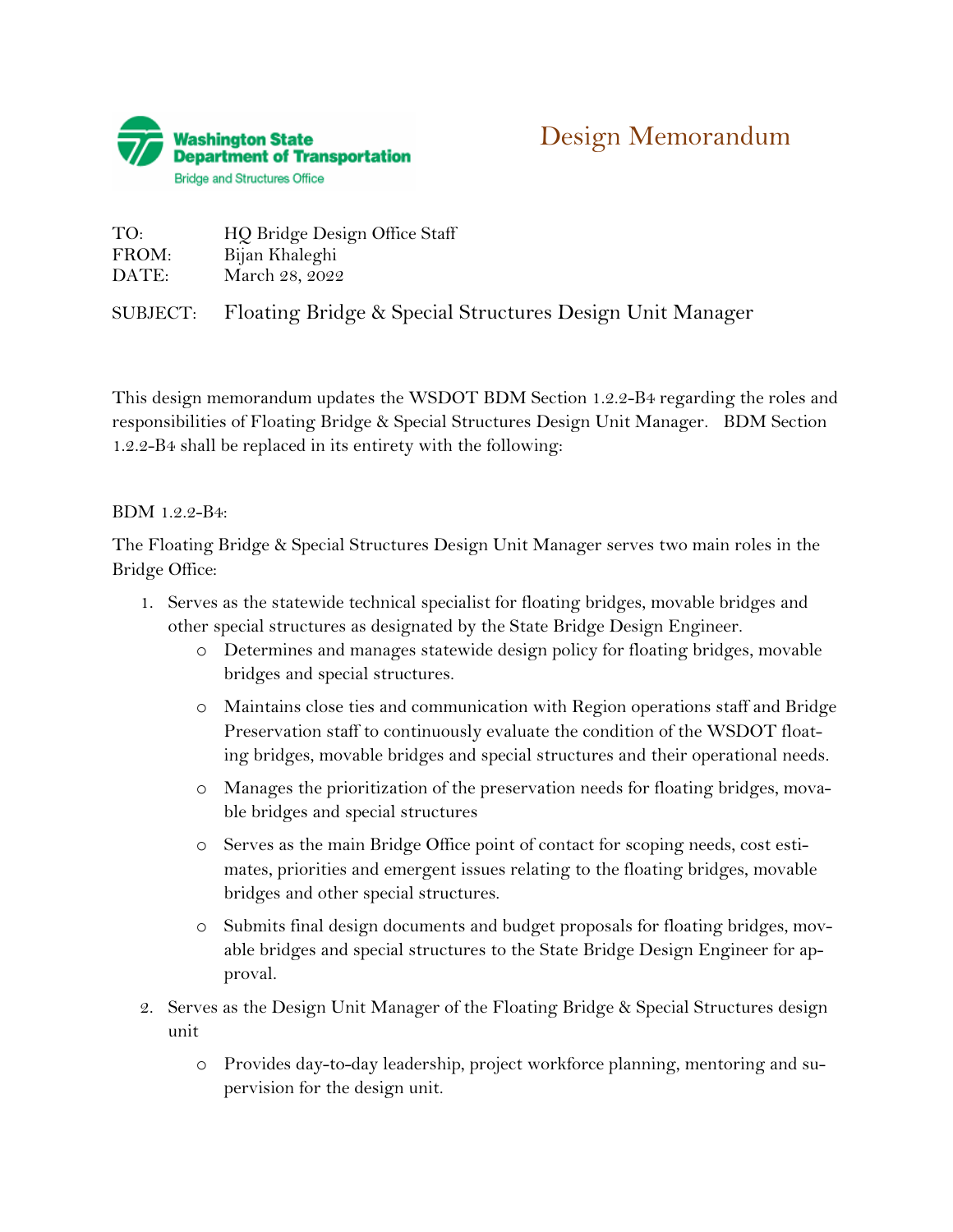Washington State Department of Transportation
Bridge and Structures Office

# Design Memorandum

TO: HQ Bridge Design Office Staff
FROM: Bijan Khaleghi
DATE: March 28, 2022

SUBJECT: Floating Bridge & Special Structures Design Unit Manager

This design memorandum updates the WSDOT BDM Section 1.2.2-B4 regarding the roles and responsibilities of Floating Bridge & Special Structures Design Unit Manager. BDM Section 1.2.2-B4 shall be replaced in its entirety with the following:

BDM 1.2.2-B4:

The Floating Bridge & Special Structures Design Unit Manager serves two main roles in the Bridge Office:

1. Serves as the statewide technical specialist for floating bridges, movable bridges and other special structures as designated by the State Bridge Design Engineer.
    - Determines and manages statewide design policy for floating bridges, movable bridges and special structures.
    - Maintains close ties and communication with Region operations staff and Bridge Preservation staff to continuously evaluate the condition of the WSDOT floating bridges, movable bridges and special structures and their operational needs.
    - Manages the prioritization of the preservation needs for floating bridges, movable bridges and special structures
    - Serves as the main Bridge Office point of contact for scoping needs, cost estimates, priorities and emergent issues relating to the floating bridges, movable bridges and other special structures.
    - Submits final design documents and budget proposals for floating bridges, movable bridges and special structures to the State Bridge Design Engineer for approval.
2. Serves as the Design Unit Manager of the Floating Bridge & Special Structures design unit
    - Provides day-to-day leadership, project workforce planning, mentoring and supervision for the design unit.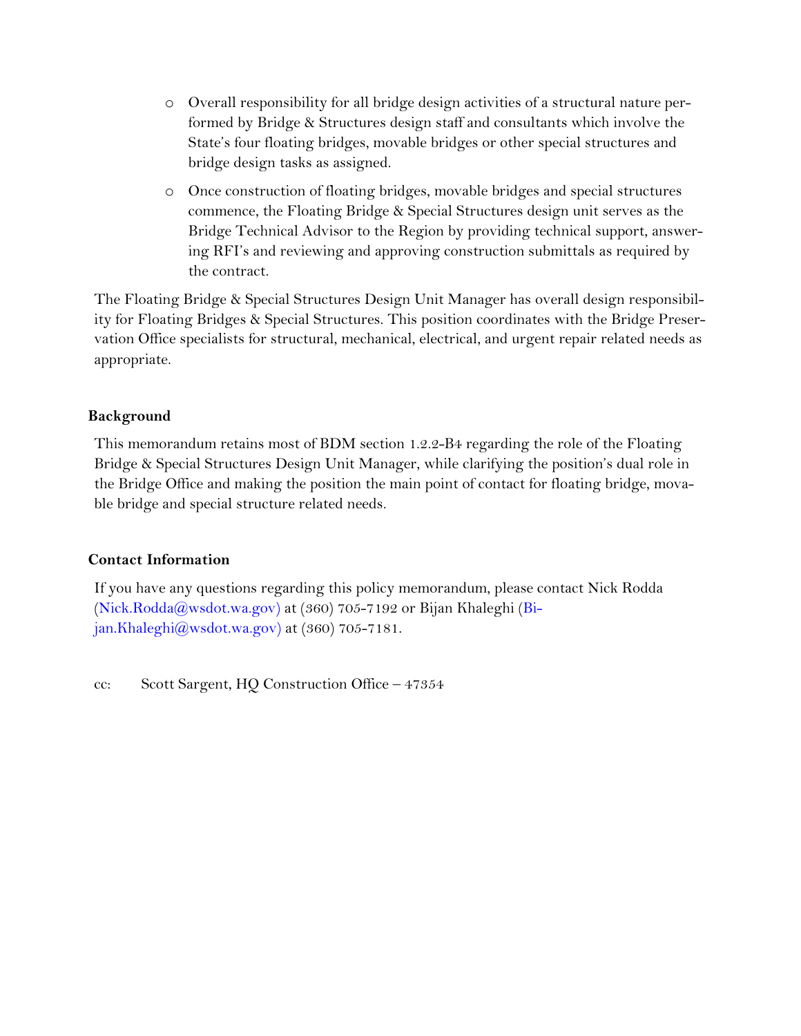- Overall responsibility for all bridge design activities of a structural nature performed by Bridge & Structures design staff and consultants which involve the State's four floating bridges, movable bridges or other special structures and bridge design tasks as assigned.
- Once construction of floating bridges, movable bridges and special structures commence, the Floating Bridge & Special Structures design unit serves as the Bridge Technical Advisor to the Region by providing technical support, answering RFI's and reviewing and approving construction submittals as required by the contract.

The Floating Bridge & Special Structures Design Unit Manager has overall design responsibility for Floating Bridges & Special Structures. This position coordinates with the Bridge Preservation Office specialists for structural, mechanical, electrical, and urgent repair related needs as appropriate.

**Background**

This memorandum retains most of BDM section 1.2.2-B4 regarding the role of the Floating Bridge & Special Structures Design Unit Manager, while clarifying the position's dual role in the Bridge Office and making the position the main point of contact for floating bridge, movable bridge and special structure related needs.

**Contact Information**

If you have any questions regarding this policy memorandum, please contact Nick Rodda (Nick.Rodda@wsdot.wa.gov) at (360) 705-7192 or Bijan Khaleghi (Bijan.Khaleghi@wsdot.wa.gov) at (360) 705-7181.

cc: Scott Sargent, HQ Construction Office – 47354